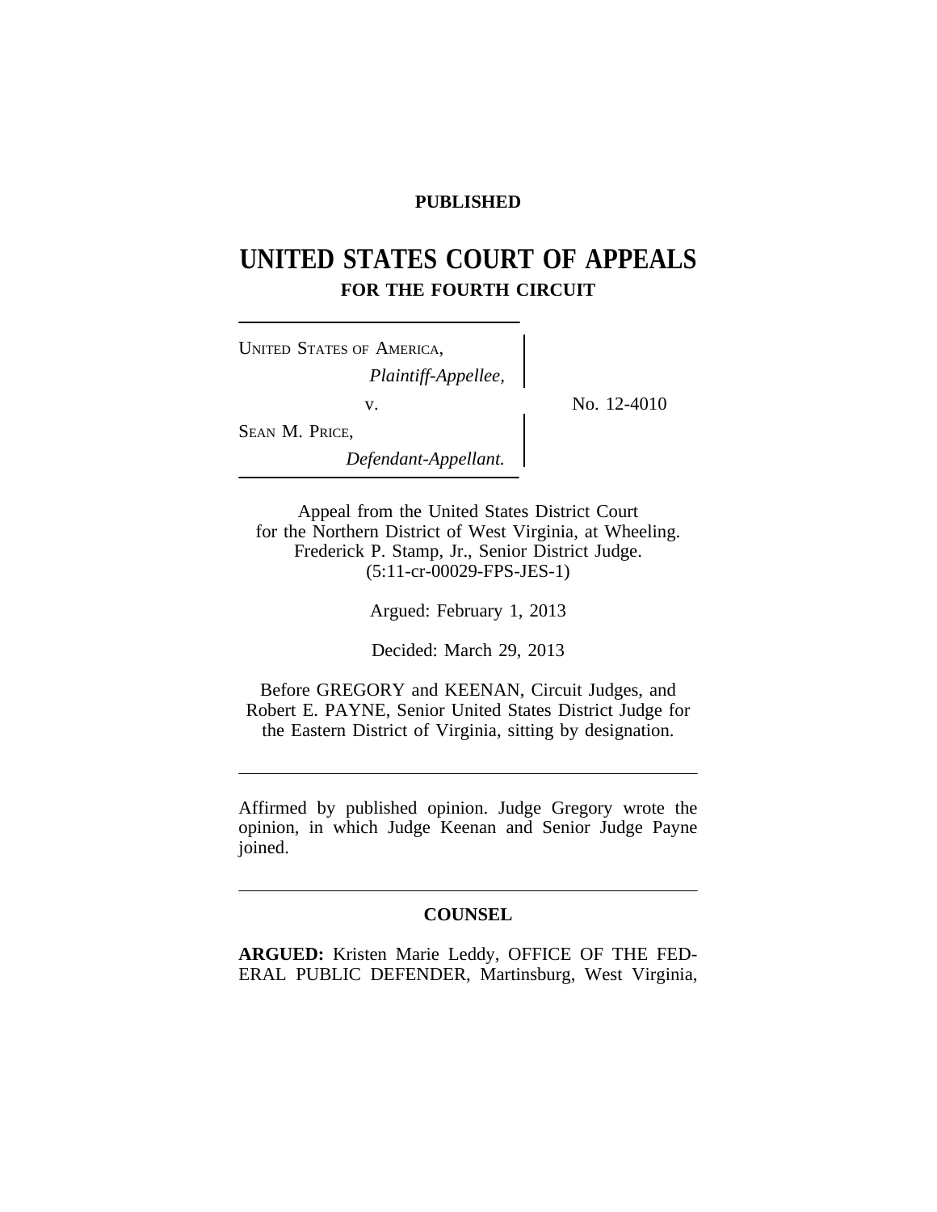**PUBLISHED**

# UNITED STATES COURT OF APPEALS
## FOR THE FOURTH CIRCUIT

UNITED STATES OF AMERICA,
*Plaintiff-Appellee,*

v.

SEAN M. PRICE,
*Defendant-Appellant.*

No. 12-4010

Appeal from the United States District Court for the Northern District of West Virginia, at Wheeling. Frederick P. Stamp, Jr., Senior District Judge. (5:11-cr-00029-FPS-JES-1)

Argued: February 1, 2013

Decided: March 29, 2013

Before GREGORY and KEENAN, Circuit Judges, and Robert E. PAYNE, Senior United States District Judge for the Eastern District of Virginia, sitting by designation.

---

Affirmed by published opinion. Judge Gregory wrote the opinion, in which Judge Keenan and Senior Judge Payne joined.

---

### COUNSEL

**ARGUED:** Kristen Marie Leddy, OFFICE OF THE FEDERAL PUBLIC DEFENDER, Martinsburg, West Virginia,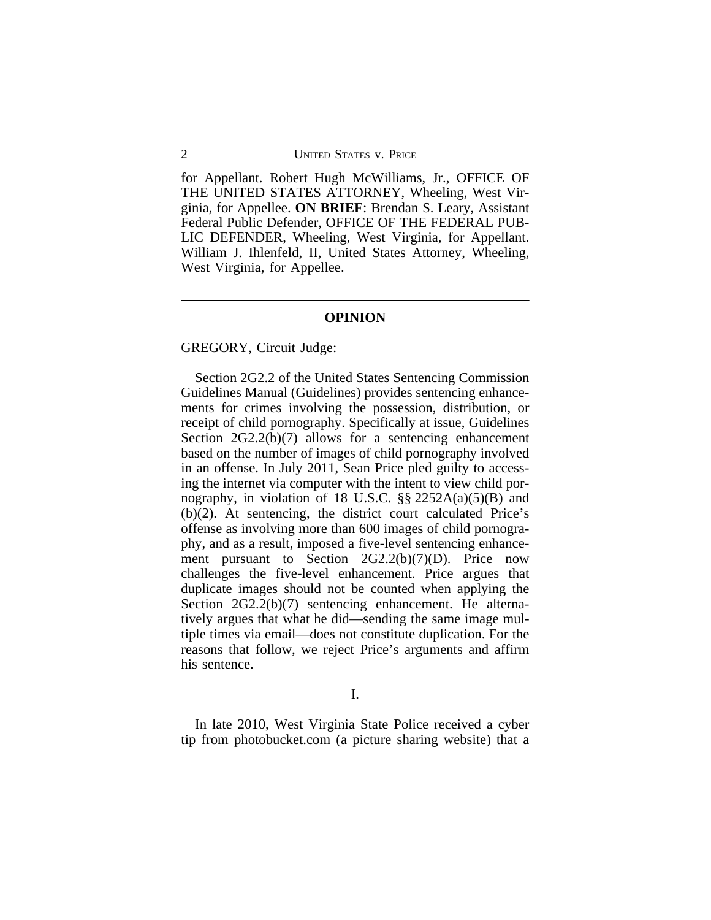for Appellant. Robert Hugh McWilliams, Jr., OFFICE OF THE UNITED STATES ATTORNEY, Wheeling, West Virginia, for Appellee. **ON BRIEF**: Brendan S. Leary, Assistant Federal Public Defender, OFFICE OF THE FEDERAL PUBLIC DEFENDER, Wheeling, West Virginia, for Appellant. William J. Ihlenfeld, II, United States Attorney, Wheeling, West Virginia, for Appellee.

---

## OPINION

GREGORY, Circuit Judge:

Section 2G2.2 of the United States Sentencing Commission Guidelines Manual (Guidelines) provides sentencing enhancements for crimes involving the possession, distribution, or receipt of child pornography. Specifically at issue, Guidelines Section 2G2.2(b)(7) allows for a sentencing enhancement based on the number of images of child pornography involved in an offense. In July 2011, Sean Price pled guilty to accessing the internet via computer with the intent to view child pornography, in violation of 18 U.S.C. §§ 2252A(a)(5)(B) and (b)(2). At sentencing, the district court calculated Price's offense as involving more than 600 images of child pornography, and as a result, imposed a five-level sentencing enhancement pursuant to Section 2G2.2(b)(7)(D). Price now challenges the five-level enhancement. Price argues that duplicate images should not be counted when applying the Section 2G2.2(b)(7) sentencing enhancement. He alternatively argues that what he did—sending the same image multiple times via email—does not constitute duplication. For the reasons that follow, we reject Price's arguments and affirm his sentence.

### I.

In late 2010, West Virginia State Police received a cyber tip from photobucket.com (a picture sharing website) that a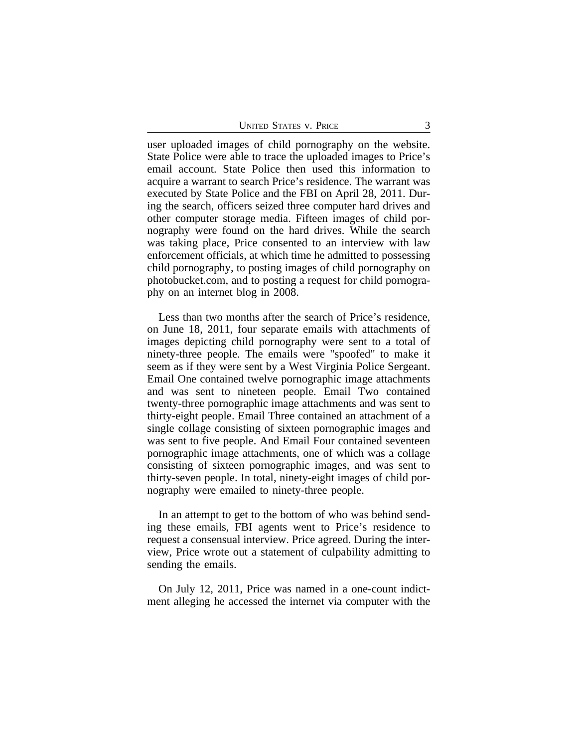user uploaded images of child pornography on the website. State Police were able to trace the uploaded images to Price's email account. State Police then used this information to acquire a warrant to search Price's residence. The warrant was executed by State Police and the FBI on April 28, 2011. During the search, officers seized three computer hard drives and other computer storage media. Fifteen images of child pornography were found on the hard drives. While the search was taking place, Price consented to an interview with law enforcement officials, at which time he admitted to possessing child pornography, to posting images of child pornography on photobucket.com, and to posting a request for child pornography on an internet blog in 2008.

Less than two months after the search of Price's residence, on June 18, 2011, four separate emails with attachments of images depicting child pornography were sent to a total of ninety-three people. The emails were "spoofed" to make it seem as if they were sent by a West Virginia Police Sergeant. Email One contained twelve pornographic image attachments and was sent to nineteen people. Email Two contained twenty-three pornographic image attachments and was sent to thirty-eight people. Email Three contained an attachment of a single collage consisting of sixteen pornographic images and was sent to five people. And Email Four contained seventeen pornographic image attachments, one of which was a collage consisting of sixteen pornographic images, and was sent to thirty-seven people. In total, ninety-eight images of child pornography were emailed to ninety-three people.

In an attempt to get to the bottom of who was behind sending these emails, FBI agents went to Price's residence to request a consensual interview. Price agreed. During the interview, Price wrote out a statement of culpability admitting to sending the emails.

On July 12, 2011, Price was named in a one-count indictment alleging he accessed the internet via computer with the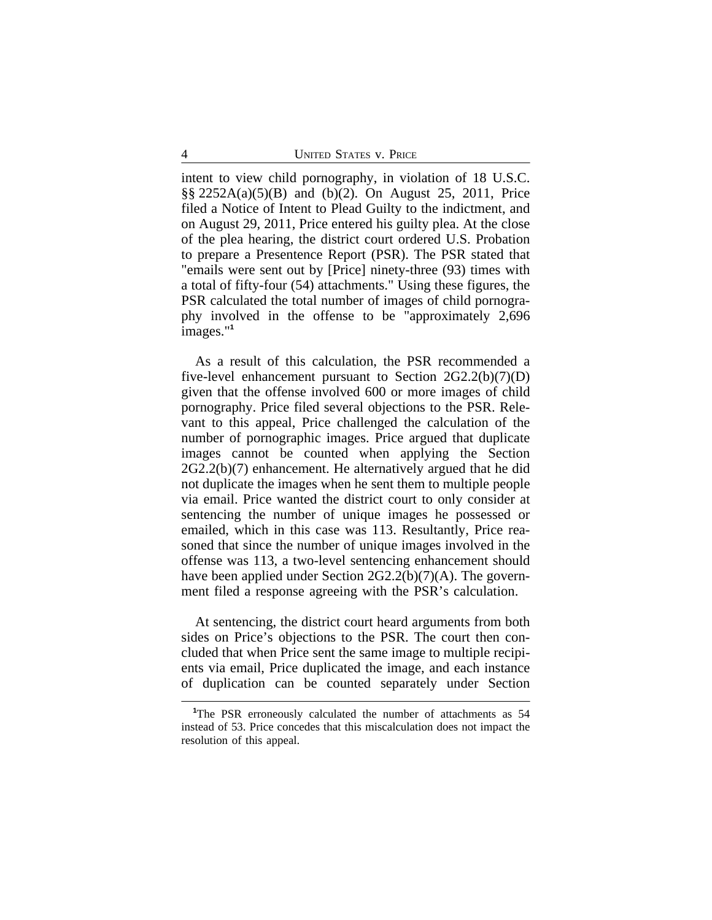intent to view child pornography, in violation of 18 U.S.C. §§ 2252A(a)(5)(B) and (b)(2). On August 25, 2011, Price filed a Notice of Intent to Plead Guilty to the indictment, and on August 29, 2011, Price entered his guilty plea. At the close of the plea hearing, the district court ordered U.S. Probation to prepare a Presentence Report (PSR). The PSR stated that "emails were sent out by [Price] ninety-three (93) times with a total of fifty-four (54) attachments." Using these figures, the PSR calculated the total number of images of child pornography involved in the offense to be "approximately 2,696 images."[1]

As a result of this calculation, the PSR recommended a five-level enhancement pursuant to Section 2G2.2(b)(7)(D) given that the offense involved 600 or more images of child pornography. Price filed several objections to the PSR. Relevant to this appeal, Price challenged the calculation of the number of pornographic images. Price argued that duplicate images cannot be counted when applying the Section 2G2.2(b)(7) enhancement. He alternatively argued that he did not duplicate the images when he sent them to multiple people via email. Price wanted the district court to only consider at sentencing the number of unique images he possessed or emailed, which in this case was 113. Resultantly, Price reasoned that since the number of unique images involved in the offense was 113, a two-level sentencing enhancement should have been applied under Section 2G2.2(b)(7)(A). The government filed a response agreeing with the PSR's calculation.

At sentencing, the district court heard arguments from both sides on Price's objections to the PSR. The court then concluded that when Price sent the same image to multiple recipients via email, Price duplicated the image, and each instance of duplication can be counted separately under Section

[1]The PSR erroneously calculated the number of attachments as 54 instead of 53. Price concedes that this miscalculation does not impact the resolution of this appeal.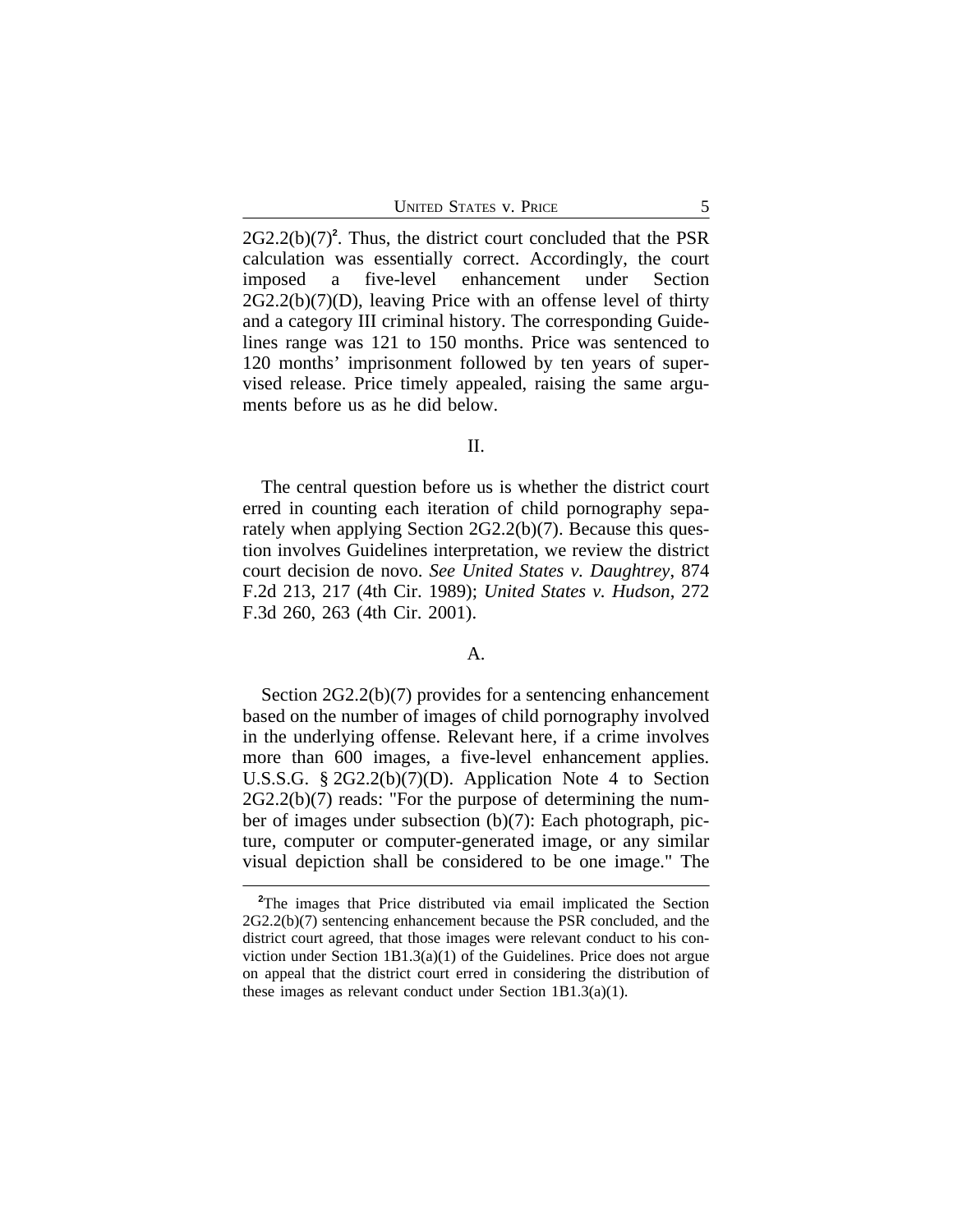2G2.2(b)(7)[2]. Thus, the district court concluded that the PSR calculation was essentially correct. Accordingly, the court imposed a five-level enhancement under Section 2G2.2(b)(7)(D), leaving Price with an offense level of thirty and a category III criminal history. The corresponding Guidelines range was 121 to 150 months. Price was sentenced to 120 months' imprisonment followed by ten years of supervised release. Price timely appealed, raising the same arguments before us as he did below.

## II.

The central question before us is whether the district court erred in counting each iteration of child pornography separately when applying Section 2G2.2(b)(7). Because this question involves Guidelines interpretation, we review the district court decision de novo. *See United States v. Daughtrey*, 874 F.2d 213, 217 (4th Cir. 1989); *United States v. Hudson*, 272 F.3d 260, 263 (4th Cir. 2001).

### A.

Section 2G2.2(b)(7) provides for a sentencing enhancement based on the number of images of child pornography involved in the underlying offense. Relevant here, if a crime involves more than 600 images, a five-level enhancement applies. U.S.S.G. § 2G2.2(b)(7)(D). Application Note 4 to Section 2G2.2(b)(7) reads: "For the purpose of determining the number of images under subsection (b)(7): Each photograph, picture, computer or computer-generated image, or any similar visual depiction shall be considered to be one image." The

[2]The images that Price distributed via email implicated the Section 2G2.2(b)(7) sentencing enhancement because the PSR concluded, and the district court agreed, that those images were relevant conduct to his conviction under Section 1B1.3(a)(1) of the Guidelines. Price does not argue on appeal that the district court erred in considering the distribution of these images as relevant conduct under Section 1B1.3(a)(1).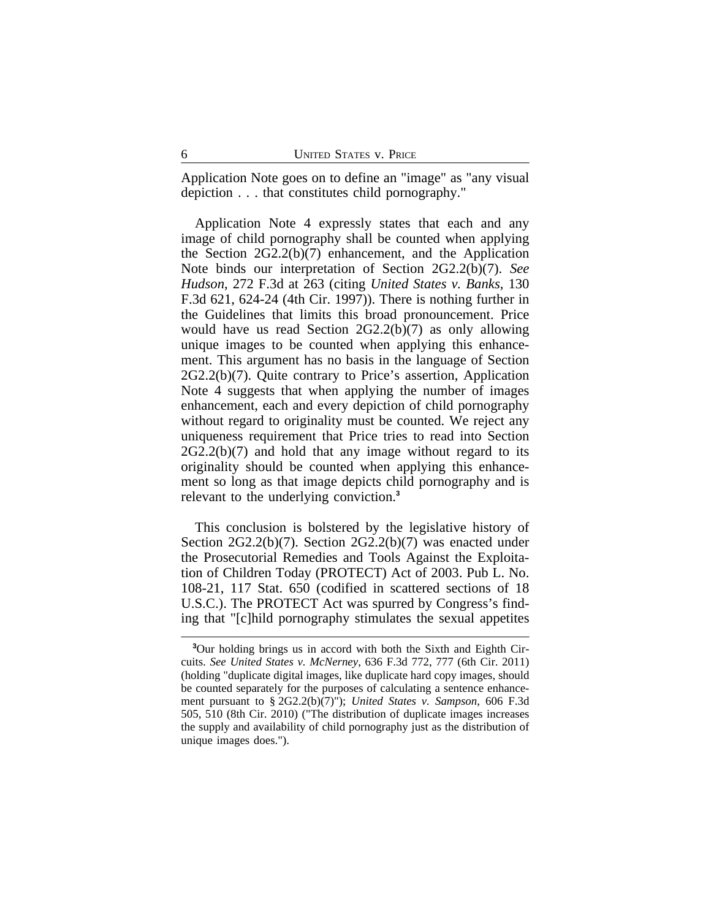Application Note goes on to define an "image" as "any visual depiction . . . that constitutes child pornography."

Application Note 4 expressly states that each and any image of child pornography shall be counted when applying the Section 2G2.2(b)(7) enhancement, and the Application Note binds our interpretation of Section 2G2.2(b)(7). *See Hudson*, 272 F.3d at 263 (citing *United States v. Banks*, 130 F.3d 621, 624-24 (4th Cir. 1997)). There is nothing further in the Guidelines that limits this broad pronouncement. Price would have us read Section 2G2.2(b)(7) as only allowing unique images to be counted when applying this enhancement. This argument has no basis in the language of Section 2G2.2(b)(7). Quite contrary to Price's assertion, Application Note 4 suggests that when applying the number of images enhancement, each and every depiction of child pornography without regard to originality must be counted. We reject any uniqueness requirement that Price tries to read into Section 2G2.2(b)(7) and hold that any image without regard to its originality should be counted when applying this enhancement so long as that image depicts child pornography and is relevant to the underlying conviction.[3]

This conclusion is bolstered by the legislative history of Section 2G2.2(b)(7). Section 2G2.2(b)(7) was enacted under the Prosecutorial Remedies and Tools Against the Exploitation of Children Today (PROTECT) Act of 2003. Pub L. No. 108-21, 117 Stat. 650 (codified in scattered sections of 18 U.S.C.). The PROTECT Act was spurred by Congress's finding that "[c]hild pornography stimulates the sexual appetites

---

[3]Our holding brings us in accord with both the Sixth and Eighth Circuits. *See United States v. McNerney*, 636 F.3d 772, 777 (6th Cir. 2011) (holding "duplicate digital images, like duplicate hard copy images, should be counted separately for the purposes of calculating a sentence enhancement pursuant to § 2G2.2(b)(7)"); *United States v. Sampson*, 606 F.3d 505, 510 (8th Cir. 2010) ("The distribution of duplicate images increases the supply and availability of child pornography just as the distribution of unique images does.").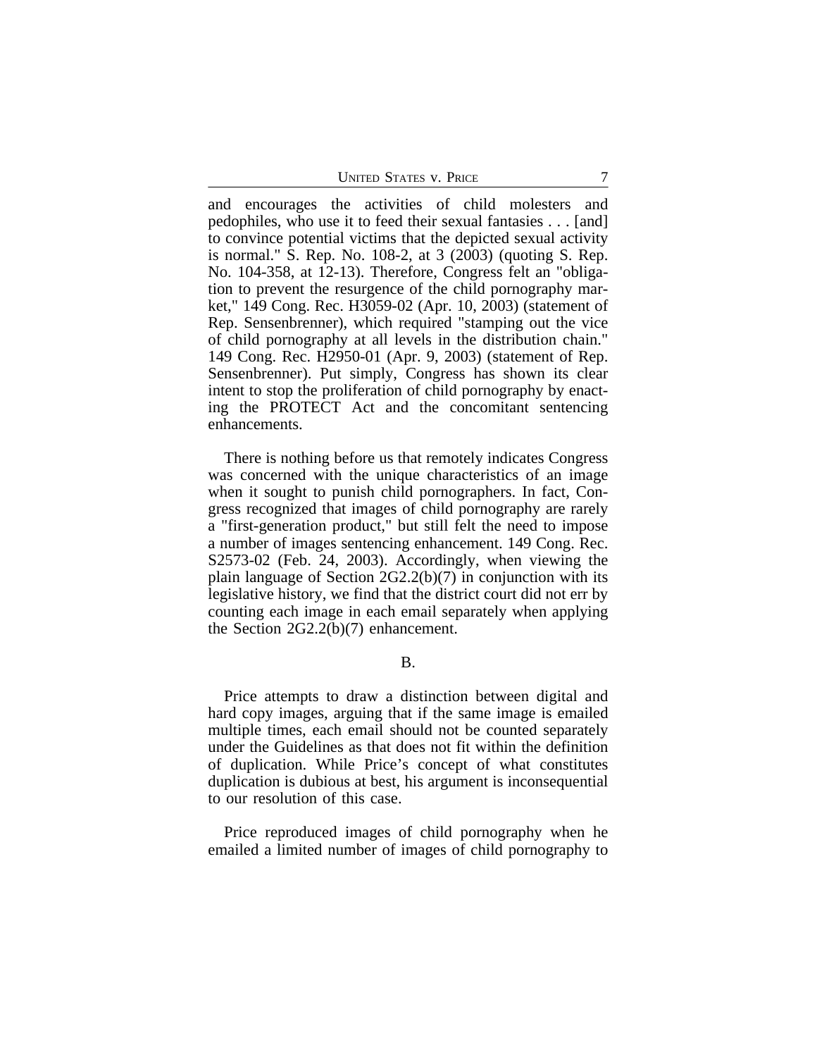and encourages the activities of child molesters and pedophiles, who use it to feed their sexual fantasies . . . [and] to convince potential victims that the depicted sexual activity is normal." S. Rep. No. 108-2, at 3 (2003) (quoting S. Rep. No. 104-358, at 12-13). Therefore, Congress felt an "obligation to prevent the resurgence of the child pornography market," 149 Cong. Rec. H3059-02 (Apr. 10, 2003) (statement of Rep. Sensenbrenner), which required "stamping out the vice of child pornography at all levels in the distribution chain." 149 Cong. Rec. H2950-01 (Apr. 9, 2003) (statement of Rep. Sensenbrenner). Put simply, Congress has shown its clear intent to stop the proliferation of child pornography by enacting the PROTECT Act and the concomitant sentencing enhancements.

There is nothing before us that remotely indicates Congress was concerned with the unique characteristics of an image when it sought to punish child pornographers. In fact, Congress recognized that images of child pornography are rarely a "first-generation product," but still felt the need to impose a number of images sentencing enhancement. 149 Cong. Rec. S2573-02 (Feb. 24, 2003). Accordingly, when viewing the plain language of Section 2G2.2(b)(7) in conjunction with its legislative history, we find that the district court did not err by counting each image in each email separately when applying the Section 2G2.2(b)(7) enhancement.

B.

Price attempts to draw a distinction between digital and hard copy images, arguing that if the same image is emailed multiple times, each email should not be counted separately under the Guidelines as that does not fit within the definition of duplication. While Price's concept of what constitutes duplication is dubious at best, his argument is inconsequential to our resolution of this case.

Price reproduced images of child pornography when he emailed a limited number of images of child pornography to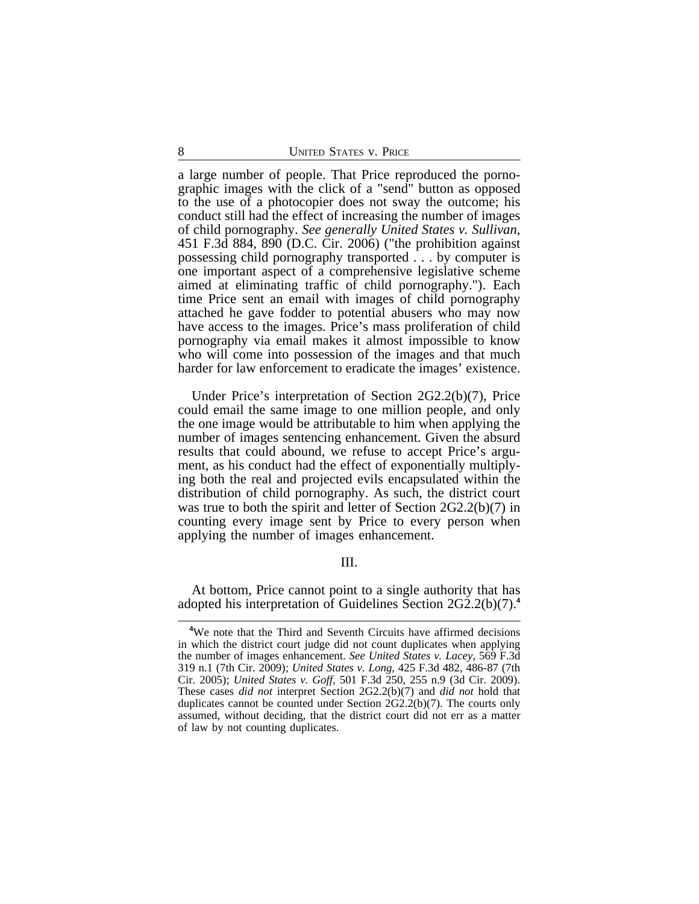a large number of people. That Price reproduced the pornographic images with the click of a "send" button as opposed to the use of a photocopier does not sway the outcome; his conduct still had the effect of increasing the number of images of child pornography. *See generally United States v. Sullivan*, 451 F.3d 884, 890 (D.C. Cir. 2006) ("the prohibition against possessing child pornography transported . . . by computer is one important aspect of a comprehensive legislative scheme aimed at eliminating traffic of child pornography."). Each time Price sent an email with images of child pornography attached he gave fodder to potential abusers who may now have access to the images. Price's mass proliferation of child pornography via email makes it almost impossible to know who will come into possession of the images and that much harder for law enforcement to eradicate the images' existence.

Under Price's interpretation of Section 2G2.2(b)(7), Price could email the same image to one million people, and only the one image would be attributable to him when applying the number of images sentencing enhancement. Given the absurd results that could abound, we refuse to accept Price's argument, as his conduct had the effect of exponentially multiplying both the real and projected evils encapsulated within the distribution of child pornography. As such, the district court was true to both the spirit and letter of Section 2G2.2(b)(7) in counting every image sent by Price to every person when applying the number of images enhancement.

## III.

At bottom, Price cannot point to a single authority that has adopted his interpretation of Guidelines Section 2G2.2(b)(7).[4]

[4]We note that the Third and Seventh Circuits have affirmed decisions in which the district court judge did not count duplicates when applying the number of images enhancement. *See United States v. Lacey*, 569 F.3d 319 n.1 (7th Cir. 2009); *United States v. Long*, 425 F.3d 482, 486-87 (7th Cir. 2005); *United States v. Goff*, 501 F.3d 250, 255 n.9 (3d Cir. 2009). These cases *did not* interpret Section 2G2.2(b)(7) and *did not* hold that duplicates cannot be counted under Section 2G2.2(b)(7). The courts only assumed, without deciding, that the district court did not err as a matter of law by not counting duplicates.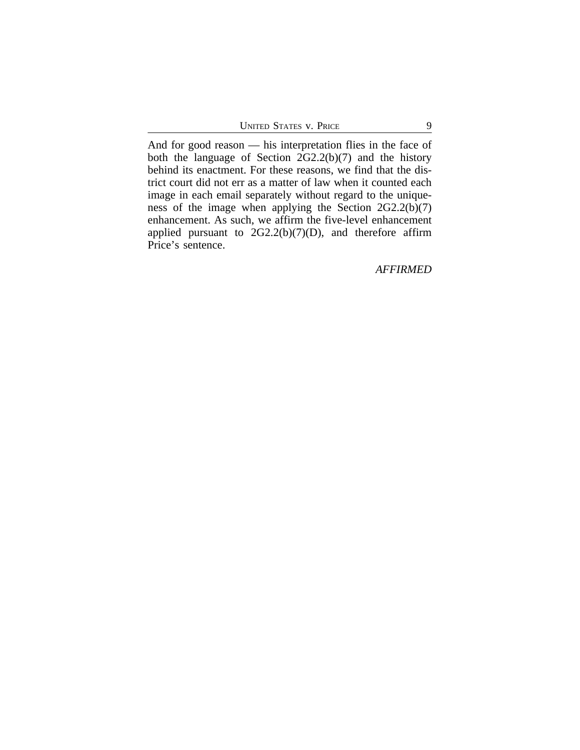And for good reason — his interpretation flies in the face of both the language of Section 2G2.2(b)(7) and the history behind its enactment. For these reasons, we find that the district court did not err as a matter of law when it counted each image in each email separately without regard to the uniqueness of the image when applying the Section 2G2.2(b)(7) enhancement. As such, we affirm the five-level enhancement applied pursuant to 2G2.2(b)(7)(D), and therefore affirm Price's sentence.

*AFFIRMED*